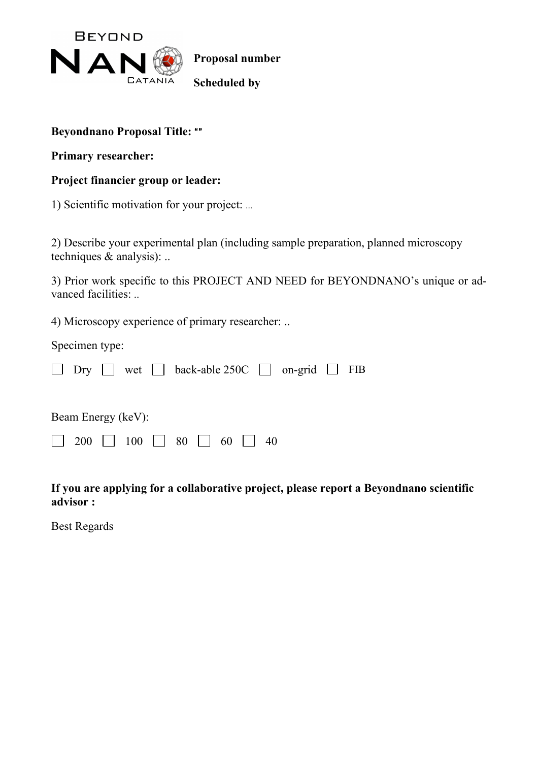**Proposal number**

**Scheduled by**

**Beyondnano Proposal Title: ""**

**Primary researcher:**

**Project financier group or leader:**

1) Scientific motivation for your project: ...

2) Describe your experimental plan (including sample preparation, planned microscopy techniques & analysis): ..

3) Prior work specific to this PROJECT AND NEED for BEYONDNANO's unique or advanced facilities: ..

4) Microscopy experience of primary researcher: ..

Specimen type:

☐ Dry ☐ wet ☐ back-able 250C ☐ on-grid ☐ FIB

Beam Energy (keV):

☐ 200 ☐ 100 ☐ 80 ☐ 60 ☐ 40

**If you are applying for a collaborative project, please report a Beyondnano scientific advisor :**

Best Regards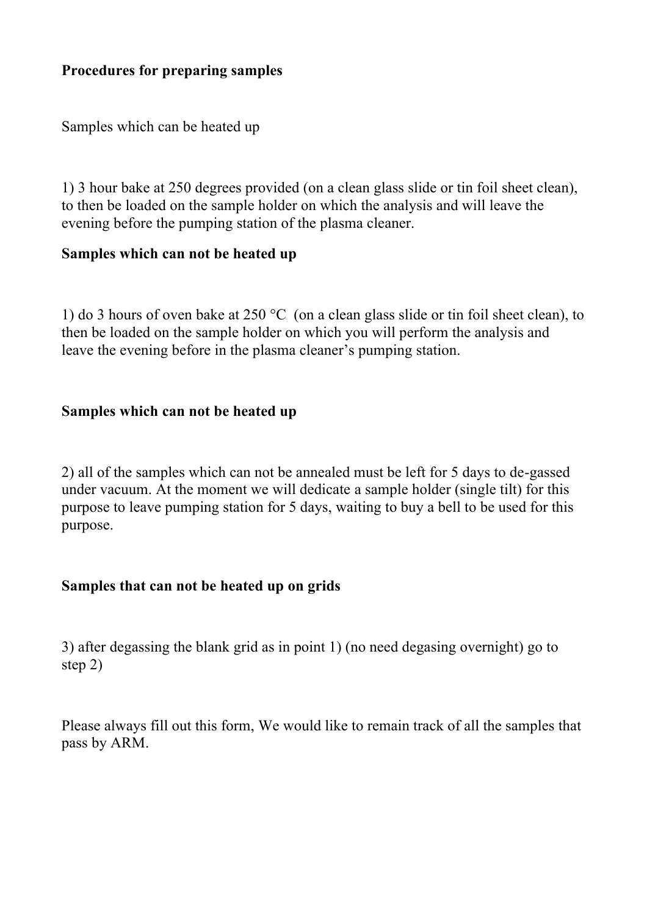**Procedures for preparing samples**

Samples which can be heated up

1) 3 hour bake at 250 degrees provided (on a clean glass slide or tin foil sheet clean), to then be loaded on the sample holder on which the analysis and will leave the evening before the pumping station of the plasma cleaner.

**Samples which can not be heated up**

1) do 3 hours of oven bake at 250 °C (on a clean glass slide or tin foil sheet clean), to then be loaded on the sample holder on which you will perform the analysis and leave the evening before in the plasma cleaner's pumping station.

**Samples which can not be heated up**

2) all of the samples which can not be annealed must be left for 5 days to de-gassed under vacuum. At the moment we will dedicate a sample holder (single tilt) for this purpose to leave pumping station for 5 days, waiting to buy a bell to be used for this purpose.

**Samples that can not be heated up on grids**

3) after degassing the blank grid as in point 1) (no need degasing overnight) go to step 2)

Please always fill out this form, We would like to remain track of all the samples that pass by ARM.